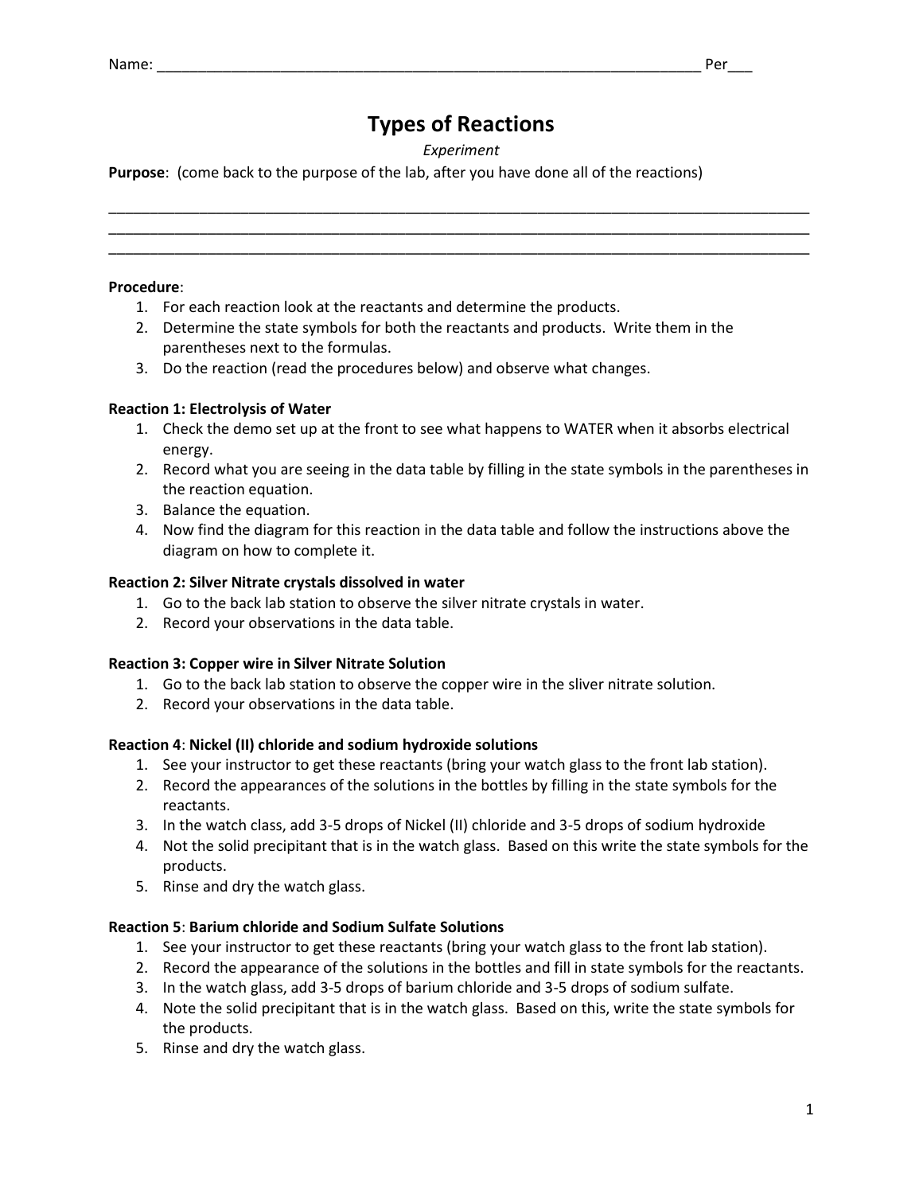Name: ___________________________________________________________________ Per___

# Types of Reactions

*Experiment*

**Purpose**: (come back to the purpose of the lab, after you have done all of the reactions)

_____________________________________________________________________________________
_____________________________________________________________________________________
_____________________________________________________________________________________

**Procedure**:

1. For each reaction look at the reactants and determine the products.
2. Determine the state symbols for both the reactants and products. Write them in the parentheses next to the formulas.
3. Do the reaction (read the procedures below) and observe what changes.

**Reaction 1: Electrolysis of Water**

1. Check the demo set up at the front to see what happens to WATER when it absorbs electrical energy.
2. Record what you are seeing in the data table by filling in the state symbols in the parentheses in the reaction equation.
3. Balance the equation.
4. Now find the diagram for this reaction in the data table and follow the instructions above the diagram on how to complete it.

**Reaction 2: Silver Nitrate crystals dissolved in water**

1. Go to the back lab station to observe the silver nitrate crystals in water.
2. Record your observations in the data table.

**Reaction 3: Copper wire in Silver Nitrate Solution**

1. Go to the back lab station to observe the copper wire in the sliver nitrate solution.
2. Record your observations in the data table.

**Reaction 4**: **Nickel (II) chloride and sodium hydroxide solutions**

1. See your instructor to get these reactants (bring your watch glass to the front lab station).
2. Record the appearances of the solutions in the bottles by filling in the state symbols for the reactants.
3. In the watch class, add 3-5 drops of Nickel (II) chloride and 3-5 drops of sodium hydroxide
4. Not the solid precipitant that is in the watch glass. Based on this write the state symbols for the products.
5. Rinse and dry the watch glass.

**Reaction 5**: **Barium chloride and Sodium Sulfate Solutions**

1. See your instructor to get these reactants (bring your watch glass to the front lab station).
2. Record the appearance of the solutions in the bottles and fill in state symbols for the reactants.
3. In the watch glass, add 3-5 drops of barium chloride and 3-5 drops of sodium sulfate.
4. Note the solid precipitant that is in the watch glass. Based on this, write the state symbols for the products.
5. Rinse and dry the watch glass.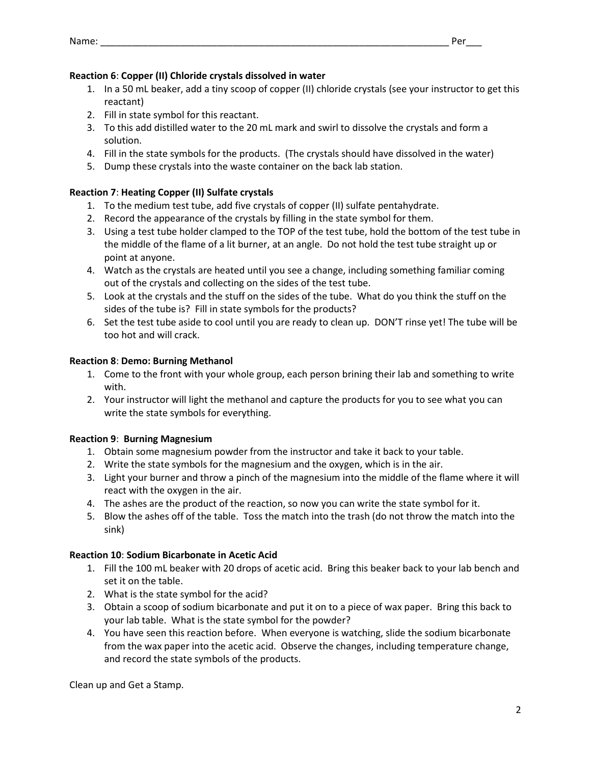Name: ____________________________________________________________________ Per___

**Reaction 6**: **Copper (II) Chloride crystals dissolved in water**

1. In a 50 mL beaker, add a tiny scoop of copper (II) chloride crystals (see your instructor to get this reactant)
2. Fill in state symbol for this reactant.
3. To this add distilled water to the 20 mL mark and swirl to dissolve the crystals and form a solution.
4. Fill in the state symbols for the products. (The crystals should have dissolved in the water)
5. Dump these crystals into the waste container on the back lab station.

**Reaction 7**: **Heating Copper (II) Sulfate crystals**

1. To the medium test tube, add five crystals of copper (II) sulfate pentahydrate.
2. Record the appearance of the crystals by filling in the state symbol for them.
3. Using a test tube holder clamped to the TOP of the test tube, hold the bottom of the test tube in the middle of the flame of a lit burner, at an angle. Do not hold the test tube straight up or point at anyone.
4. Watch as the crystals are heated until you see a change, including something familiar coming out of the crystals and collecting on the sides of the test tube.
5. Look at the crystals and the stuff on the sides of the tube. What do you think the stuff on the sides of the tube is? Fill in state symbols for the products?
6. Set the test tube aside to cool until you are ready to clean up. DON'T rinse yet! The tube will be too hot and will crack.

**Reaction 8**: **Demo: Burning Methanol**

1. Come to the front with your whole group, each person brining their lab and something to write with.
2. Your instructor will light the methanol and capture the products for you to see what you can write the state symbols for everything.

**Reaction 9**: **Burning Magnesium**

1. Obtain some magnesium powder from the instructor and take it back to your table.
2. Write the state symbols for the magnesium and the oxygen, which is in the air.
3. Light your burner and throw a pinch of the magnesium into the middle of the flame where it will react with the oxygen in the air.
4. The ashes are the product of the reaction, so now you can write the state symbol for it.
5. Blow the ashes off of the table. Toss the match into the trash (do not throw the match into the sink)

**Reaction 10**: **Sodium Bicarbonate in Acetic Acid**

1. Fill the 100 mL beaker with 20 drops of acetic acid. Bring this beaker back to your lab bench and set it on the table.
2. What is the state symbol for the acid?
3. Obtain a scoop of sodium bicarbonate and put it on to a piece of wax paper. Bring this back to your lab table. What is the state symbol for the powder?
4. You have seen this reaction before. When everyone is watching, slide the sodium bicarbonate from the wax paper into the acetic acid. Observe the changes, including temperature change, and record the state symbols of the products.

Clean up and Get a Stamp.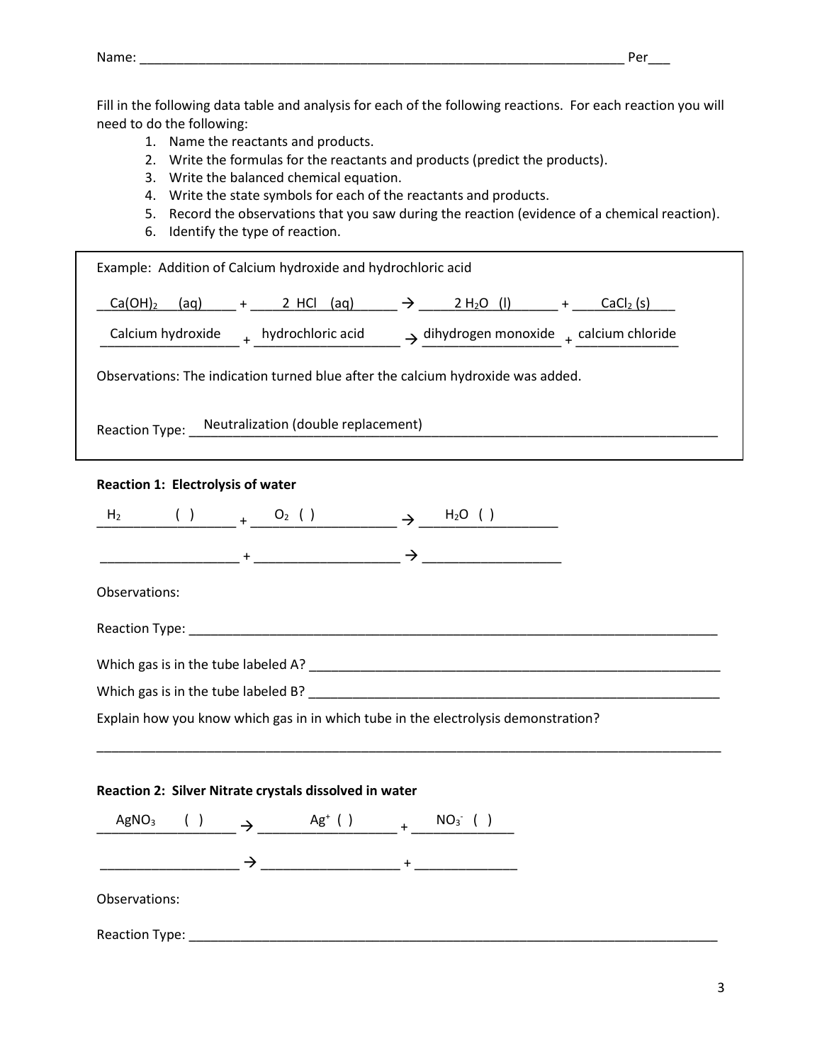Name: ______________________________________________________________________ Per___

Fill in the following data table and analysis for each of the following reactions. For each reaction you will need to do the following:

1. Name the reactants and products.
2. Write the formulas for the reactants and products (predict the products).
3. Write the balanced chemical equation.
4. Write the state symbols for each of the reactants and products.
5. Record the observations that you saw during the reaction (evidence of a chemical reaction).
6. Identify the type of reaction.

---

Example: Addition of Calcium hydroxide and hydrochloric acid

$Ca(OH)_2$ (aq) + 2 HCl (aq) → 2 $H_2O$ (l) + $CaCl_2$ (s)

Calcium hydroxide + hydrochloric acid → dihydrogen monoxide + calcium chloride

Observations: The indication turned blue after the calcium hydroxide was added.

Reaction Type: Neutralization (double replacement)

---

**Reaction 1: Electrolysis of water**

$H_2$ ( ) + $O_2$ ( ) → $H_2O$ ( )

___________________ + ___________________ → ___________________

Observations:

Reaction Type: ______________________________________________________________________

Which gas is in the tube labeled A? ____________________________________________________

Which gas is in the tube labeled B? ____________________________________________________

Explain how you know which gas in in which tube in the electrolysis demonstration?

______________________________________________________________________________________

**Reaction 2: Silver Nitrate crystals dissolved in water**

$AgNO_3$ ( ) → $Ag^+$ ( ) + $NO_3^-$ ( )

___________________ → ___________________ + ______________

Observations:

Reaction Type: ______________________________________________________________________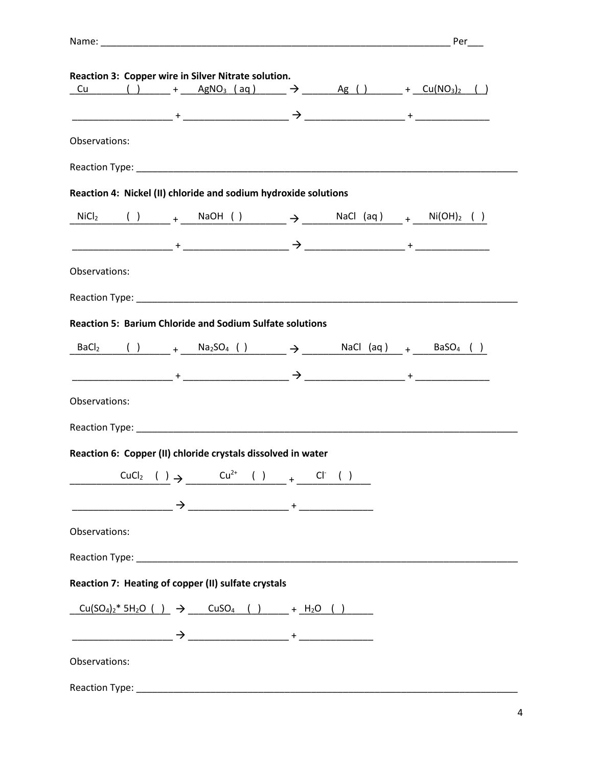Name: ________________________________________________________________ Per___

**Reaction 3: Copper wire in Silver Nitrate solution.**

$Cu$ ( ) + $AgNO_3$ ( aq ) → $Ag$ ( ) + $Cu(NO_3)_2$ ( )

__________________ + __________________ → __________________ + ______________

Observations:

Reaction Type: ________________________________________________________________

**Reaction 4: Nickel (II) chloride and sodium hydroxide solutions**

$NiCl_2$ ( ) + $NaOH$ ( ) → $NaCl$ (aq) + $Ni(OH)_2$ ( )

__________________ + __________________ → __________________ + ______________

Observations:

Reaction Type: ________________________________________________________________

**Reaction 5: Barium Chloride and Sodium Sulfate solutions**

$BaCl_2$ ( ) + $Na_2SO_4$ ( ) → $NaCl$ (aq) + $BaSO_4$ ( )

__________________ + __________________ → __________________ + ______________

Observations:

Reaction Type: ________________________________________________________________

**Reaction 6: Copper (II) chloride crystals dissolved in water**

$CuCl_2$ ( ) → $Cu^{2+}$ ( ) + $Cl^{-}$ ( )

__________________ → __________________ + ______________

Observations:

Reaction Type: ________________________________________________________________

**Reaction 7: Heating of copper (II) sulfate crystals**

$Cu(SO_4)_2 * 5H_2O$ ( ) → $CuSO_4$ ( ) + $H_2O$ ( )

__________________ → __________________ + ______________

Observations:

Reaction Type: ________________________________________________________________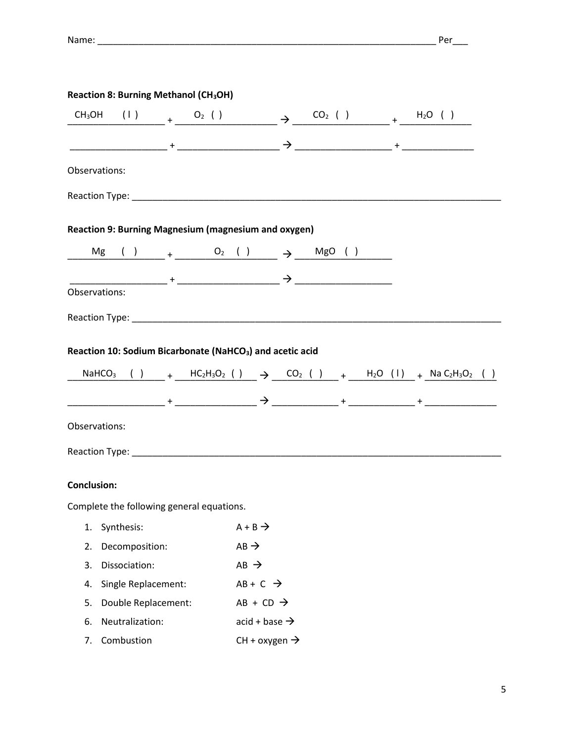Name: ______________________________________________________________ Per___

**Reaction 8: Burning Methanol ($CH_3OH$)**

$CH_3OH$ (l) ____ + $O_2$ ( ) ____ → $CO_2$ ( ) ____ + $H_2O$ ( ) ____

__________________ + __________________ → __________________ + ______________

Observations:

Reaction Type: ____________________________________________________________

**Reaction 9: Burning Magnesium (magnesium and oxygen)**

Mg ( ) ____ + $O_2$ ( ) ____ → MgO ( ) ____

__________________ + __________________ → __________________

Observations:

Reaction Type: ____________________________________________________________

**Reaction 10: Sodium Bicarbonate ($NaHCO_3$) and acetic acid**

$NaHCO_3$ ( ) ____ + $HC_2H_3O_2$ ( ) ____ → $CO_2$ ( ) ____ + $H_2O$ (l) ____ + Na $C_2H_3O_2$ ( ) ____

__________________ + ______________ → ____________ + ____________ + ______________

Observations:

Reaction Type: ____________________________________________________________

**Conclusion:**

Complete the following general equations.

1. Synthesis: A + B →
2. Decomposition: AB →
3. Dissociation: AB →
4. Single Replacement: AB + C →
5. Double Replacement: AB + CD →
6. Neutralization: acid + base →
7. Combustion CH + oxygen →